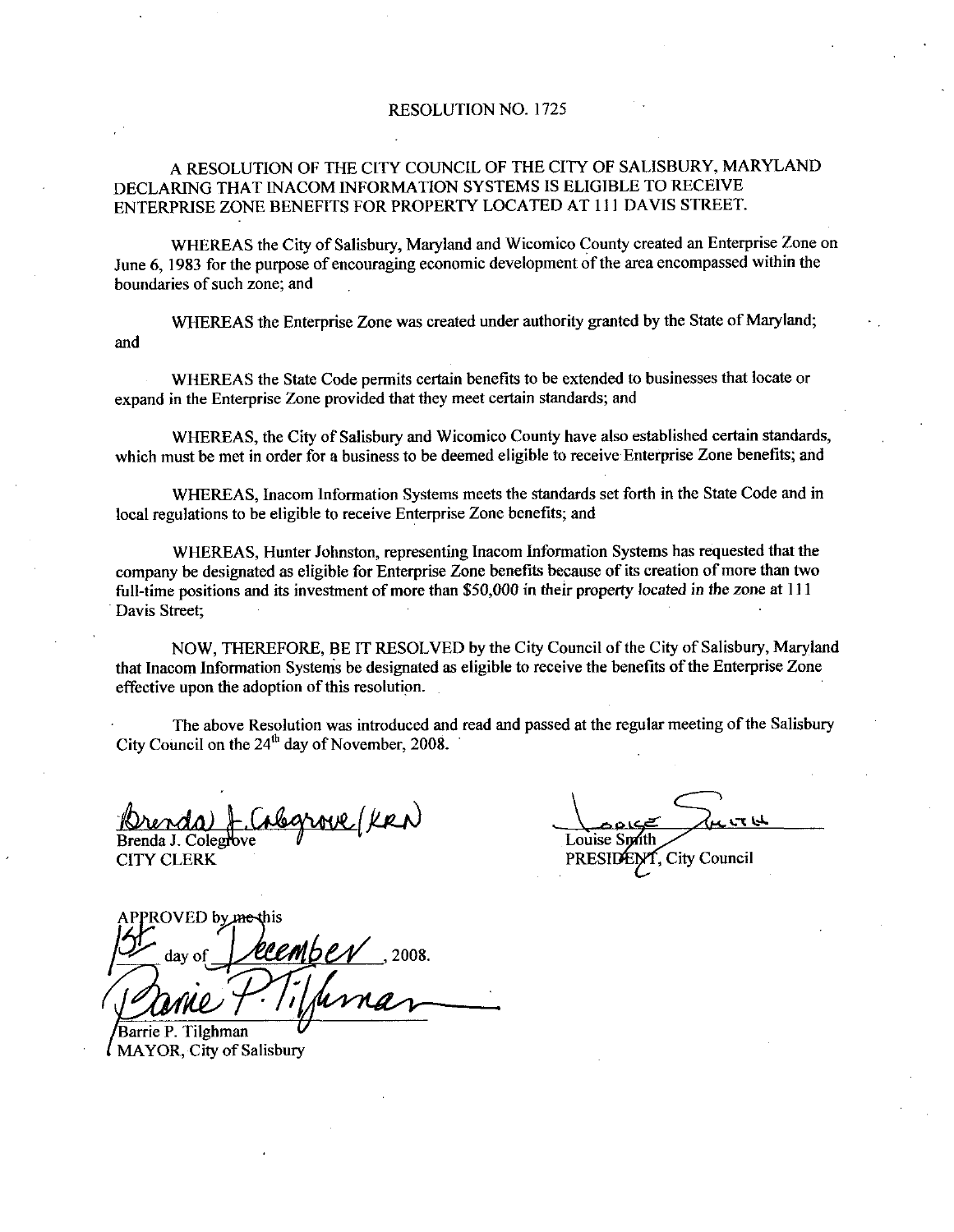RESOLUTION NO. 1725

A RESOLUTION OF THE CITY COUNCIL OF THE CITY OF SALISBURY, MARYLAND DECLARING THAT INACOM INFORMATION SYSTEMS IS ELIGIBLE TO RECEIVE ENTERPRISE ZONE BENEFITS FOR PROPERTY LOCATED AT 111 DAVIS STREET.

WHEREAS the City of Salisbury, Maryland and Wicomico County created an Enterprise Zone on June 6, 1983 for the purpose of encouraging economic development of the area encompassed within the boundaries of such zone; and

WHEREAS the Enterprise Zone was created under authority granted by the State of Maryland; and

WHEREAS the State Code permits certain benefits to be extended to businesses that locate or expand in the Enterprise Zone provided that they meet certain standards; and

WHEREAS, the City of Salisbury and Wicomico County have also established certain standards, which must be met in order for a business to be deemed eligible to receive Enterprise Zone benefits; and

WHEREAS, Inacom Information Systems meets the standards set forth in the State Code and in local regulations to be eligible to receive Enterprise Zone benefits; and

WHEREAS, Hunter Johnston, representing Inacom Information Systems has requested that the company be designated as eligible for Enterprise Zone benefits because of its creation of more than two full-time positions and its investment of more than $50,000 in their property located in the zone at 111 Davis Street;

NOW, THEREFORE, BE IT RESOLVED by the City Council of the City of Salisbury, Maryland that Inacom Information Systems be designated as eligible to receive the benefits of the Enterprise Zone effective upon the adoption of this resolution.

The above Resolution was introduced and read and passed at the regular meeting of the Salisbury City Council on the 24th day of November, 2008.

Brenda J. Colegrove (KRN)
Brenda J. Colegrove
CITY CLERK

Louise Smith
Louise Smith
PRESIDENT, City Council

APPROVED by me this 1st day of December, 2008.

Barrie P. Tilghman
Barrie P. Tilghman
MAYOR, City of Salisbury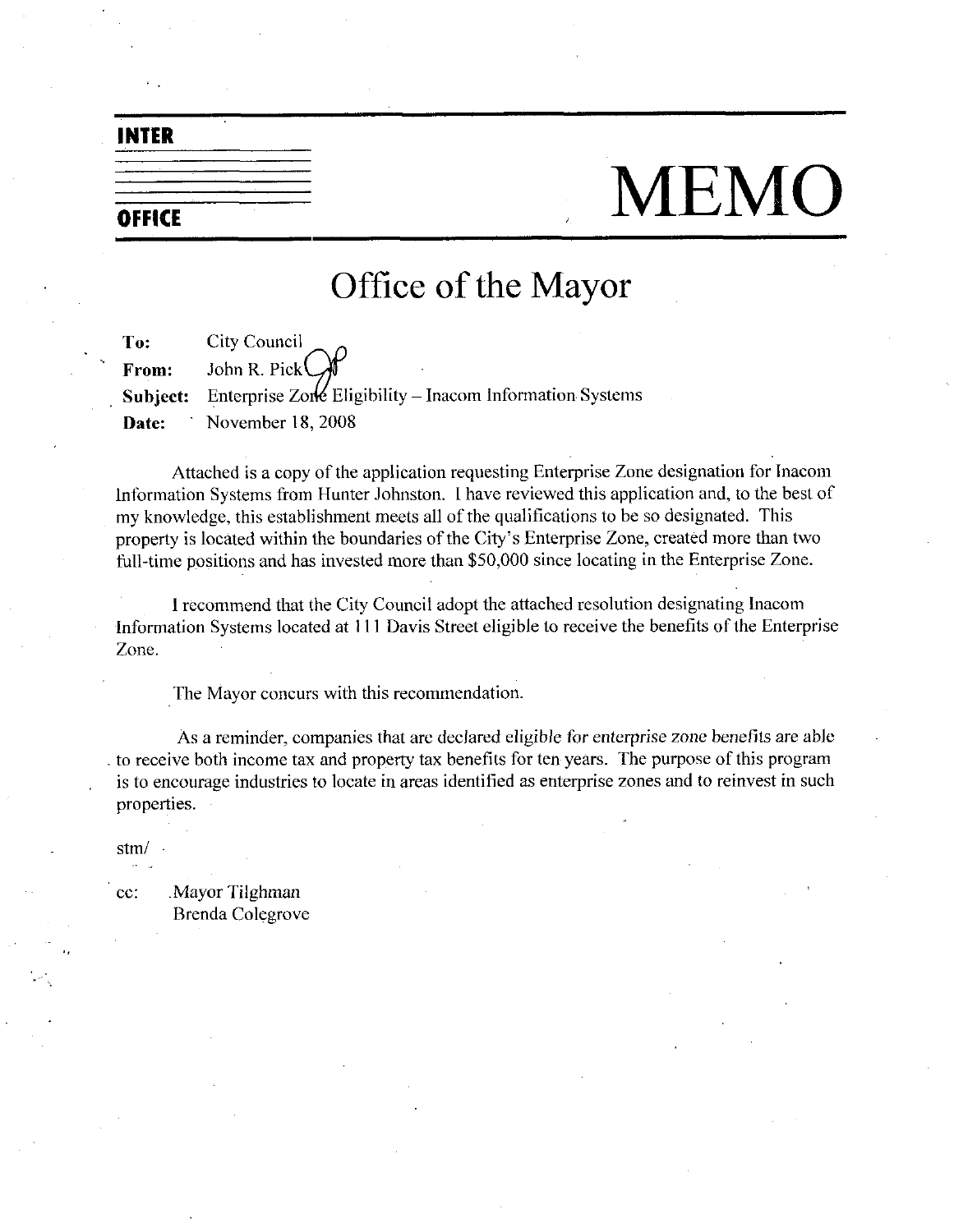**INTER OFFICE**

# MEMO

## Office of the Mayor

**To:** City Council
**From:** John R. Pick
**Subject:** Enterprise Zone Eligibility – Inacom Information Systems
**Date:** November 18, 2008

Attached is a copy of the application requesting Enterprise Zone designation for Inacom Information Systems from Hunter Johnston. I have reviewed this application and, to the best of my knowledge, this establishment meets all of the qualifications to be so designated. This property is located within the boundaries of the City's Enterprise Zone, created more than two full-time positions and has invested more than $50,000 since locating in the Enterprise Zone.

I recommend that the City Council adopt the attached resolution designating Inacom Information Systems located at 111 Davis Street eligible to receive the benefits of the Enterprise Zone.

The Mayor concurs with this recommendation.

As a reminder, companies that are declared eligible for enterprise zone benefits are able to receive both income tax and property tax benefits for ten years. The purpose of this program is to encourage industries to locate in areas identified as enterprise zones and to reinvest in such properties.

stm/

cc: Mayor Tilghman
Brenda Colegrove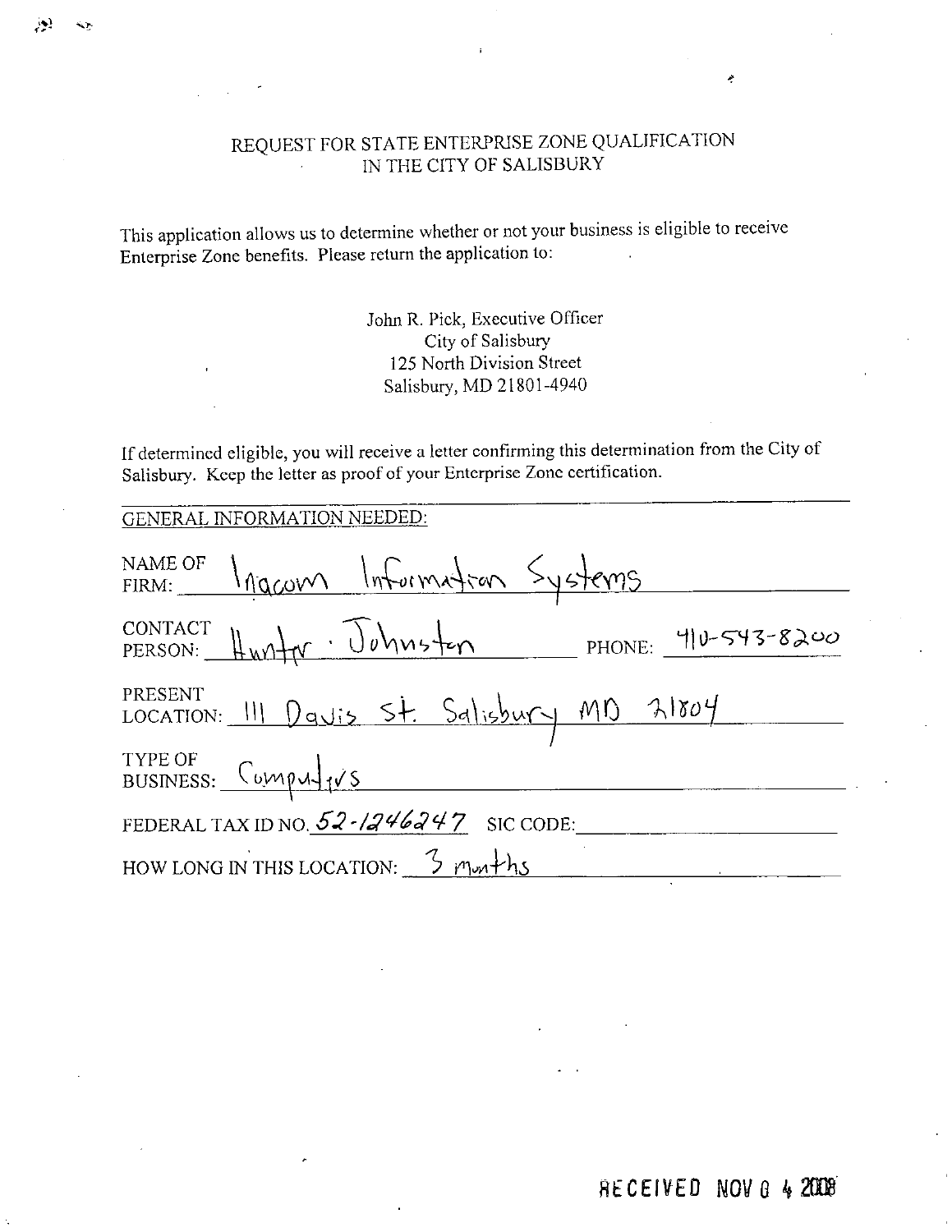# REQUEST FOR STATE ENTERPRISE ZONE QUALIFICATION IN THE CITY OF SALISBURY

This application allows us to determine whether or not your business is eligible to receive Enterprise Zone benefits. Please return the application to:

John R. Pick, Executive Officer
City of Salisbury
125 North Division Street
Salisbury, MD 21801-4940

If determined eligible, you will receive a letter confirming this determination from the City of Salisbury. Keep the letter as proof of your Enterprise Zone certification.

GENERAL INFORMATION NEEDED:

NAME OF FIRM: Inacom Information Systems

CONTACT PERSON: Hunter Johnston PHONE: 410-543-8200

PRESENT LOCATION: 111 Davis St. Salisbury MD 21804

TYPE OF BUSINESS: Computers

FEDERAL TAX ID NO. 52-1246247 SIC CODE: \_\_\_\_\_\_\_\_

HOW LONG IN THIS LOCATION: 3 months

RECEIVED NOV 0 4 2008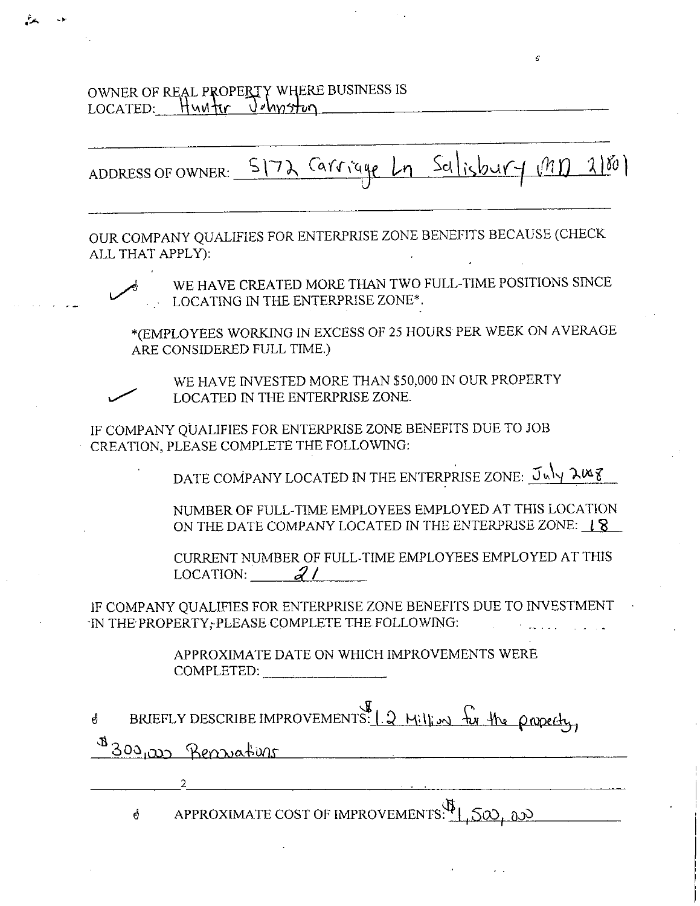OWNER OF REAL PROPERTY WHERE BUSINESS IS LOCATED: Hunter Johnston

ADDRESS OF OWNER: 5172 Carriage Ln Salisbury MD 21801

OUR COMPANY QUALIFIES FOR ENTERPRISE ZONE BENEFITS BECAUSE (CHECK ALL THAT APPLY):

✓ WE HAVE CREATED MORE THAN TWO FULL-TIME POSITIONS SINCE LOCATING IN THE ENTERPRISE ZONE*.

*(EMPLOYEES WORKING IN EXCESS OF 25 HOURS PER WEEK ON AVERAGE ARE CONSIDERED FULL TIME.)

✓ WE HAVE INVESTED MORE THAN $50,000 IN OUR PROPERTY LOCATED IN THE ENTERPRISE ZONE.

IF COMPANY QUALIFIES FOR ENTERPRISE ZONE BENEFITS DUE TO JOB CREATION, PLEASE COMPLETE THE FOLLOWING:

DATE COMPANY LOCATED IN THE ENTERPRISE ZONE: July 2008

NUMBER OF FULL-TIME EMPLOYEES EMPLOYED AT THIS LOCATION ON THE DATE COMPANY LOCATED IN THE ENTERPRISE ZONE: 18

CURRENT NUMBER OF FULL-TIME EMPLOYEES EMPLOYED AT THIS LOCATION: 21

IF COMPANY QUALIFIES FOR ENTERPRISE ZONE BENEFITS DUE TO INVESTMENT IN THE PROPERTY, PLEASE COMPLETE THE FOLLOWING:

APPROXIMATE DATE ON WHICH IMPROVEMENTS WERE COMPLETED: ________________

BRIEFLY DESCRIBE IMPROVEMENTS: $1.2 Million for the property, $300,000 Renovations

APPROXIMATE COST OF IMPROVEMENTS: $1,500,000